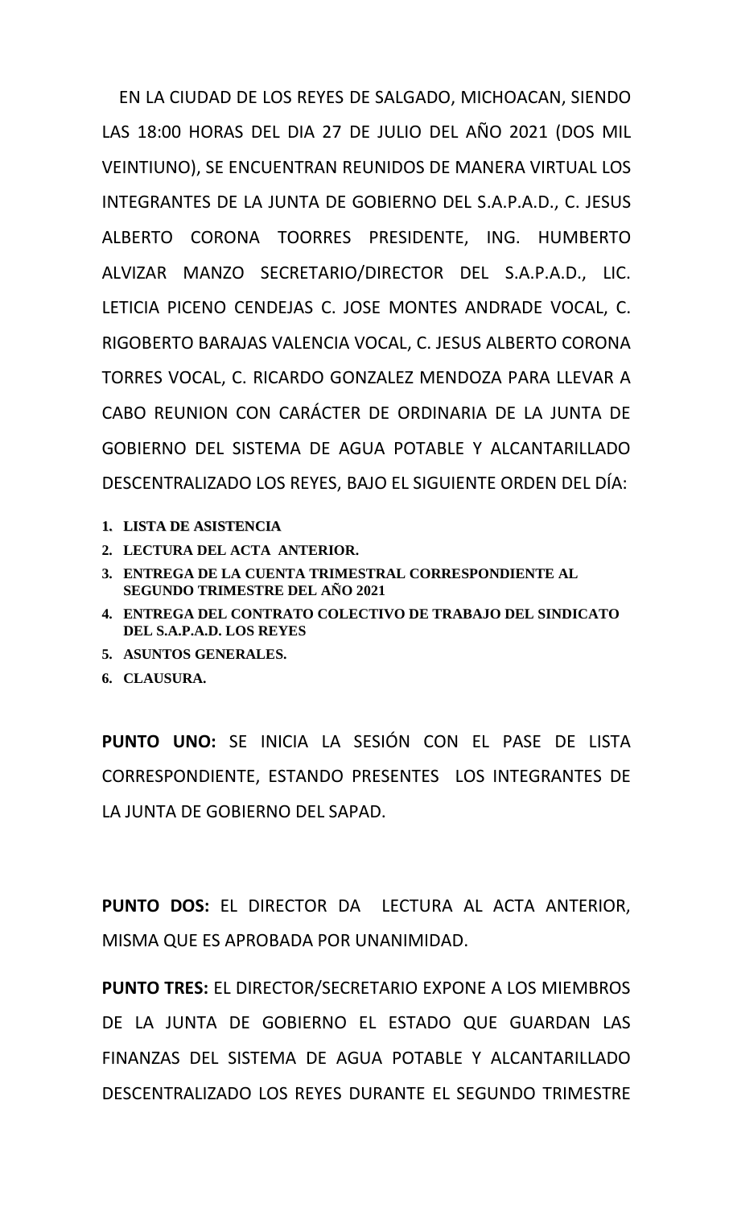EN LA CIUDAD DE LOS REYES DE SALGADO, MICHOACAN, SIENDO LAS 18:00 HORAS DEL DIA 27 DE JULIO DEL AÑO 2021 (DOS MIL VEINTIUNO), SE ENCUENTRAN REUNIDOS DE MANERA VIRTUAL LOS INTEGRANTES DE LA JUNTA DE GOBIERNO DEL S.A.P.A.D., C. JESUS ALBERTO CORONA TOORRES PRESIDENTE, ING. HUMBERTO ALVIZAR MANZO SECRETARIO/DIRECTOR DEL S.A.P.A.D., LIC. LETICIA PICENO CENDEJAS C. JOSE MONTES ANDRADE VOCAL, C. RIGOBERTO BARAJAS VALENCIA VOCAL, C. JESUS ALBERTO CORONA TORRES VOCAL, C. RICARDO GONZALEZ MENDOZA PARA LLEVAR A CABO REUNION CON CARÁCTER DE ORDINARIA DE LA JUNTA DE GOBIERNO DEL SISTEMA DE AGUA POTABLE Y ALCANTARILLADO DESCENTRALIZADO LOS REYES, BAJO EL SIGUIENTE ORDEN DEL DÍA:

1. **LISTA DE ASISTENCIA**
2. **LECTURA DEL ACTA ANTERIOR.**
3. **ENTREGA DE LA CUENTA TRIMESTRAL CORRESPONDIENTE AL SEGUNDO TRIMESTRE DEL AÑO 2021**
4. **ENTREGA DEL CONTRATO COLECTIVO DE TRABAJO DEL SINDICATO DEL S.A.P.A.D. LOS REYES**
5. **ASUNTOS GENERALES.**
6. **CLAUSURA.**

**PUNTO UNO:** SE INICIA LA SESIÓN CON EL PASE DE LISTA CORRESPONDIENTE, ESTANDO PRESENTES LOS INTEGRANTES DE LA JUNTA DE GOBIERNO DEL SAPAD.

**PUNTO DOS:** EL DIRECTOR DA LECTURA AL ACTA ANTERIOR, MISMA QUE ES APROBADA POR UNANIMIDAD.

**PUNTO TRES:** EL DIRECTOR/SECRETARIO EXPONE A LOS MIEMBROS DE LA JUNTA DE GOBIERNO EL ESTADO QUE GUARDAN LAS FINANZAS DEL SISTEMA DE AGUA POTABLE Y ALCANTARILLADO DESCENTRALIZADO LOS REYES DURANTE EL SEGUNDO TRIMESTRE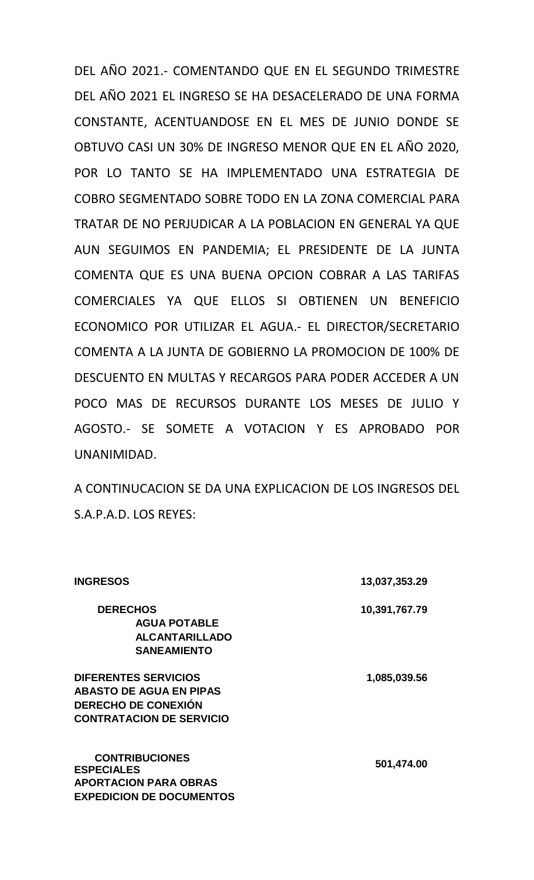DEL AÑO 2021.- COMENTANDO QUE EN EL SEGUNDO TRIMESTRE DEL AÑO 2021 EL INGRESO SE HA DESACELERADO DE UNA FORMA CONSTANTE, ACENTUANDOSE EN EL MES DE JUNIO DONDE SE OBTUVO CASI UN 30% DE INGRESO MENOR QUE EN EL AÑO 2020, POR LO TANTO SE HA IMPLEMENTADO UNA ESTRATEGIA DE COBRO SEGMENTADO SOBRE TODO EN LA ZONA COMERCIAL PARA TRATAR DE NO PERJUDICAR A LA POBLACION EN GENERAL YA QUE AUN SEGUIMOS EN PANDEMIA; EL PRESIDENTE DE LA JUNTA COMENTA QUE ES UNA BUENA OPCION COBRAR A LAS TARIFAS COMERCIALES YA QUE ELLOS SI OBTIENEN UN BENEFICIO ECONOMICO POR UTILIZAR EL AGUA.- EL DIRECTOR/SECRETARIO COMENTA A LA JUNTA DE GOBIERNO LA PROMOCION DE 100% DE DESCUENTO EN MULTAS Y RECARGOS PARA PODER ACCEDER A UN POCO MAS DE RECURSOS DURANTE LOS MESES DE JULIO Y AGOSTO.- SE SOMETE A VOTACION Y ES APROBADO POR UNANIMIDAD.

A CONTINUCACION SE DA UNA EXPLICACION DE LOS INGRESOS DEL S.A.P.A.D. LOS REYES:

| | |
|---|---|
| **INGRESOS** | **13,037,353.29** |
| **DERECHOS** | **10,391,767.79** |
| **AGUA POTABLE** | |
| **ALCANTARILLADO** | |
| **SANEAMIENTO** | |
| **DIFERENTES SERVICIOS** | **1,085,039.56** |
| **ABASTO DE AGUA EN PIPAS** | |
| **DERECHO DE CONEXIÓN** | |
| **CONTRATACION DE SERVICIO** | |
| **CONTRIBUCIONES ESPECIALES** | **501,474.00** |
| **APORTACION PARA OBRAS** | |
| **EXPEDICION DE DOCUMENTOS** | |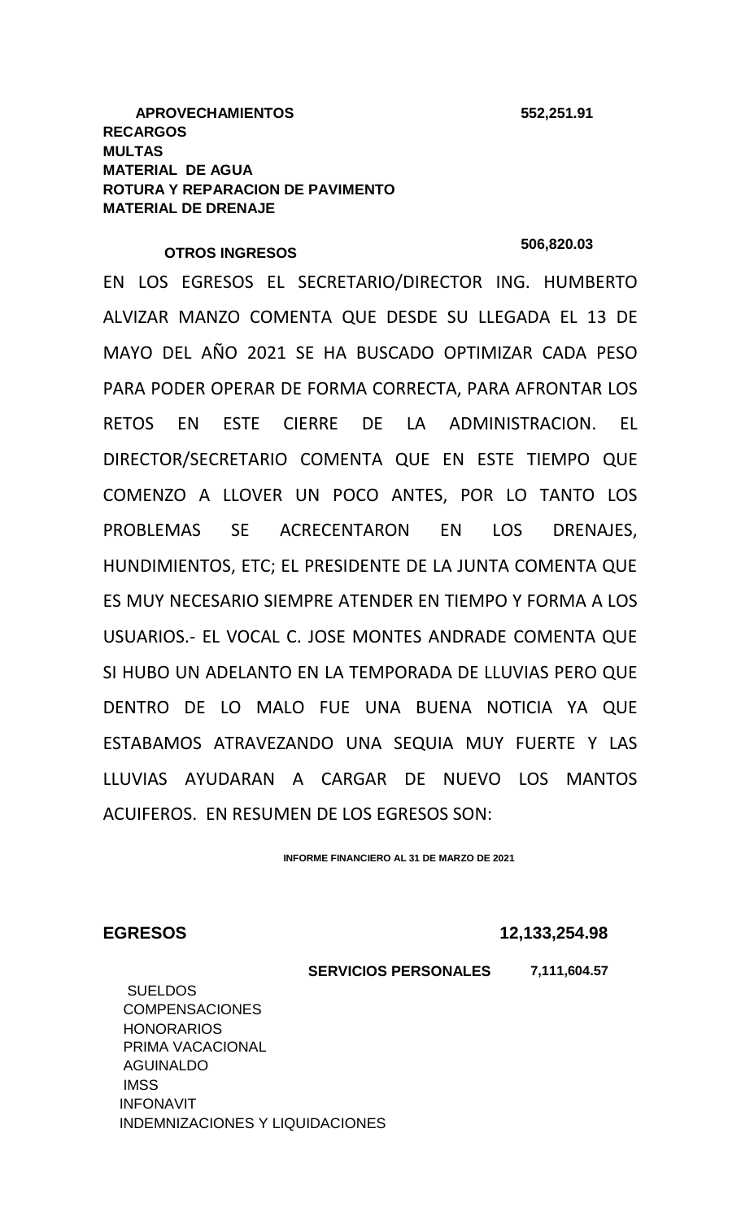**APROVECHAMIENTOS** **552,251.91**

**RECARGOS**
**MULTAS**
**MATERIAL DE AGUA**
**ROTURA Y REPARACION DE PAVIMENTO**
**MATERIAL DE DRENAJE**

**OTROS INGRESOS** **506,820.03**

EN LOS EGRESOS EL SECRETARIO/DIRECTOR ING. HUMBERTO ALVIZAR MANZO COMENTA QUE DESDE SU LLEGADA EL 13 DE MAYO DEL AÑO 2021 SE HA BUSCADO OPTIMIZAR CADA PESO PARA PODER OPERAR DE FORMA CORRECTA, PARA AFRONTAR LOS RETOS EN ESTE CIERRE DE LA ADMINISTRACION. EL DIRECTOR/SECRETARIO COMENTA QUE EN ESTE TIEMPO QUE COMENZO A LLOVER UN POCO ANTES, POR LO TANTO LOS PROBLEMAS SE ACRECENTARON EN LOS DRENAJES, HUNDIMIENTOS, ETC; EL PRESIDENTE DE LA JUNTA COMENTA QUE ES MUY NECESARIO SIEMPRE ATENDER EN TIEMPO Y FORMA A LOS USUARIOS.- EL VOCAL C. JOSE MONTES ANDRADE COMENTA QUE SI HUBO UN ADELANTO EN LA TEMPORADA DE LLUVIAS PERO QUE DENTRO DE LO MALO FUE UNA BUENA NOTICIA YA QUE ESTABAMOS ATRAVEZANDO UNA SEQUIA MUY FUERTE Y LAS LLUVIAS AYUDARAN A CARGAR DE NUEVO LOS MANTOS ACUIFEROS. EN RESUMEN DE LOS EGRESOS SON:

**INFORME FINANCIERO AL 31 DE MARZO DE 2021**

**EGRESOS** **12,133,254.98**

**SERVICIOS PERSONALES** **7,111,604.57**

SUELDOS
COMPENSACIONES
HONORARIOS
PRIMA VACACIONAL
AGUINALDO
IMSS
INFONAVIT
INDEMNIZACIONES Y LIQUIDACIONES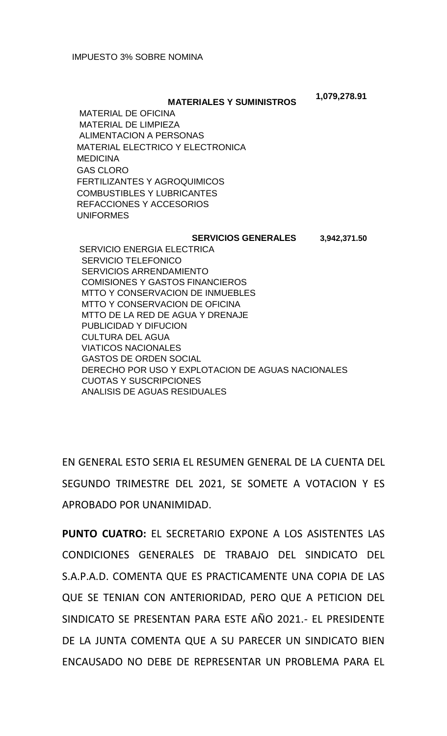IMPUESTO 3% SOBRE NOMINA

**MATERIALES Y SUMINISTROS** **1,079,278.91**

MATERIAL DE OFICINA
MATERIAL DE LIMPIEZA
ALIMENTACION A PERSONAS
MATERIAL ELECTRICO Y ELECTRONICA
MEDICINA
GAS CLORO
FERTILIZANTES Y AGROQUIMICOS
COMBUSTIBLES Y LUBRICANTES
REFACCIONES Y ACCESORIOS
UNIFORMES

**SERVICIOS GENERALES** **3,942,371.50**

SERVICIO ENERGIA ELECTRICA
SERVICIO TELEFONICO
SERVICIOS ARRENDAMIENTO
COMISIONES Y GASTOS FINANCIEROS
MTTO Y CONSERVACION DE INMUEBLES
MTTO Y CONSERVACION DE OFICINA
MTTO DE LA RED DE AGUA Y DRENAJE
PUBLICIDAD Y DIFUCION
CULTURA DEL AGUA
VIATICOS NACIONALES
GASTOS DE ORDEN SOCIAL
DERECHO POR USO Y EXPLOTACION DE AGUAS NACIONALES
CUOTAS Y SUSCRIPCIONES
ANALISIS DE AGUAS RESIDUALES

EN GENERAL ESTO SERIA EL RESUMEN GENERAL DE LA CUENTA DEL SEGUNDO TRIMESTRE DEL 2021, SE SOMETE A VOTACION Y ES APROBADO POR UNANIMIDAD.

**PUNTO CUATRO:** EL SECRETARIO EXPONE A LOS ASISTENTES LAS CONDICIONES GENERALES DE TRABAJO DEL SINDICATO DEL S.A.P.A.D. COMENTA QUE ES PRACTICAMENTE UNA COPIA DE LAS QUE SE TENIAN CON ANTERIORIDAD, PERO QUE A PETICION DEL SINDICATO SE PRESENTAN PARA ESTE AÑO 2021.- EL PRESIDENTE DE LA JUNTA COMENTA QUE A SU PARECER UN SINDICATO BIEN ENCAUSADO NO DEBE DE REPRESENTAR UN PROBLEMA PARA EL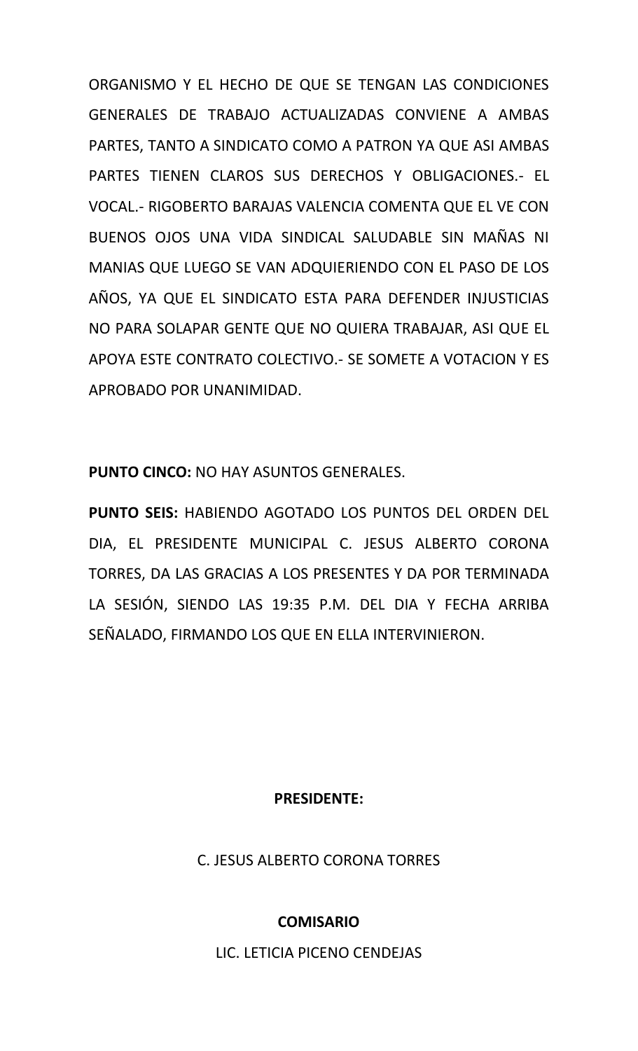ORGANISMO Y EL HECHO DE QUE SE TENGAN LAS CONDICIONES GENERALES DE TRABAJO ACTUALIZADAS CONVIENE A AMBAS PARTES, TANTO A SINDICATO COMO A PATRON YA QUE ASI AMBAS PARTES TIENEN CLAROS SUS DERECHOS Y OBLIGACIONES.- EL VOCAL.- RIGOBERTO BARAJAS VALENCIA COMENTA QUE EL VE CON BUENOS OJOS UNA VIDA SINDICAL SALUDABLE SIN MAÑAS NI MANIAS QUE LUEGO SE VAN ADQUIERIENDO CON EL PASO DE LOS AÑOS, YA QUE EL SINDICATO ESTA PARA DEFENDER INJUSTICIAS NO PARA SOLAPAR GENTE QUE NO QUIERA TRABAJAR, ASI QUE EL APOYA ESTE CONTRATO COLECTIVO.- SE SOMETE A VOTACION Y ES APROBADO POR UNANIMIDAD.

**PUNTO CINCO:** NO HAY ASUNTOS GENERALES.

**PUNTO SEIS:** HABIENDO AGOTADO LOS PUNTOS DEL ORDEN DEL DIA, EL PRESIDENTE MUNICIPAL C. JESUS ALBERTO CORONA TORRES, DA LAS GRACIAS A LOS PRESENTES Y DA POR TERMINADA LA SESIÓN, SIENDO LAS 19:35 P.M. DEL DIA Y FECHA ARRIBA SEÑALADO, FIRMANDO LOS QUE EN ELLA INTERVINIERON.

**PRESIDENTE:**

C. JESUS ALBERTO CORONA TORRES

**COMISARIO**

LIC. LETICIA PICENO CENDEJAS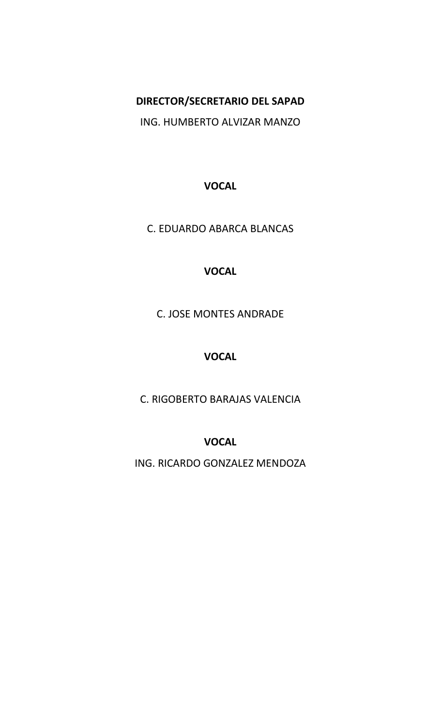**DIRECTOR/SECRETARIO DEL SAPAD**

ING. HUMBERTO ALVIZAR MANZO

**VOCAL**

C. EDUARDO ABARCA BLANCAS

**VOCAL**

C. JOSE MONTES ANDRADE

**VOCAL**

C. RIGOBERTO BARAJAS VALENCIA

**VOCAL**

ING. RICARDO GONZALEZ MENDOZA